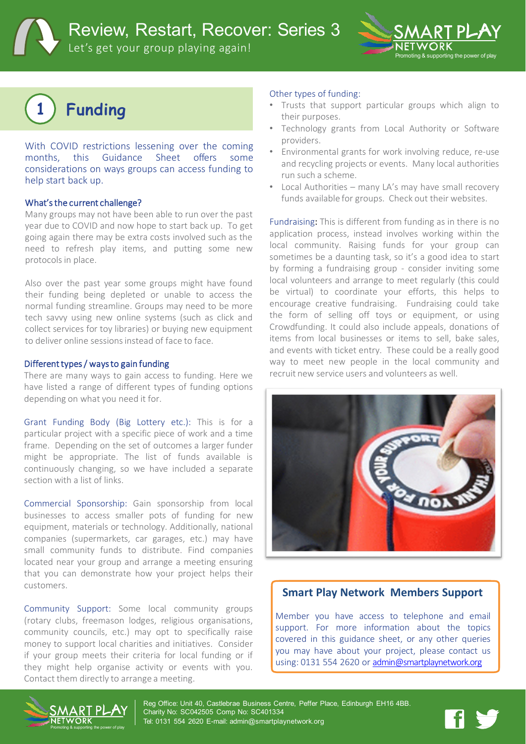# Review, Restart, Recover: Series 3

Let's get your group playing again!

## 1 Funding

With COVID restrictions lessening over the coming months, this Guidance Sheet offers some considerations on ways groups can access funding to help start back up.

### What's the current challenge?

Many groups may not have been able to run over the past year due to COVID and now hope to start back up. To get going again there may be extra costs involved such as the need to refresh play items, and putting some new protocols in place.

Also over the past year some groups might have found their funding being depleted or unable to access the normal funding streamline. Groups may need to be more tech savvy using new online systems (such as click and collect services for toy libraries) or buying new equipment to deliver online sessions instead of face to face.

### Different types / ways to gain funding

There are many ways to gain access to funding. Here we have listed a range of different types of funding options depending on what you need it for.

Grant Funding Body (Big Lottery etc.): This is for a particular project with a specific piece of work and a time frame. Depending on the set of outcomes a larger funder might be appropriate. The list of funds available is continuously changing, so we have included a separate section with a list of links.

Commercial Sponsorship: Gain sponsorship from local businesses to access smaller pots of funding for new equipment, materials or technology. Additionally, national companies (supermarkets, car garages, etc.) may have small community funds to distribute. Find companies located near your group and arrange a meeting ensuring that you can demonstrate how your project helps their customers.

Community Support: Some local community groups (rotary clubs, freemason lodges, religious organisations, community councils, etc.) may opt to specifically raise money to support local charities and initiatives. Consider if your group meets their criteria for local funding or if they might help organise activity or events with you. Contact them directly to arrange a meeting.

Other types of funding:

- Trusts that support particular groups which align to their purposes.
- Technology grants from Local Authority or Software providers.
- Environmental grants for work involving reduce, re-use and recycling projects or events. Many local authorities run such a scheme.
- Local Authorities – many LA's may have small recovery funds available for groups. Check out their websites.

Fundraising: This is different from funding as in there is no application process, instead involves working within the local community. Raising funds for your group can sometimes be a daunting task, so it's a good idea to start by forming a fundraising group - consider inviting some local volunteers and arrange to meet regularly (this could be virtual) to coordinate your efforts, this helps to encourage creative fundraising. Fundraising could take the form of selling off toys or equipment, or using Crowdfunding. It could also include appeals, donations of items from local businesses or items to sell, bake sales, and events with ticket entry. These could be a really good way to meet new people in the local community and recruit new service users and volunteers as well.

### Smart Play Network Members Support

Member you have access to telephone and email support. For more information about the topics covered in this guidance sheet, or any other queries you may have about your project, please contact us using: 0131 554 2620 or admin@smartplaynetwork.org

Reg Office: Unit 40, Castlebrae Business Centre, Peffer Place, Edinburgh EH16 4BB.
Charity No: SC042505 Comp No: SC401334
Tel: 0131 554 2620 E-mail: admin@smartplaynetwork.org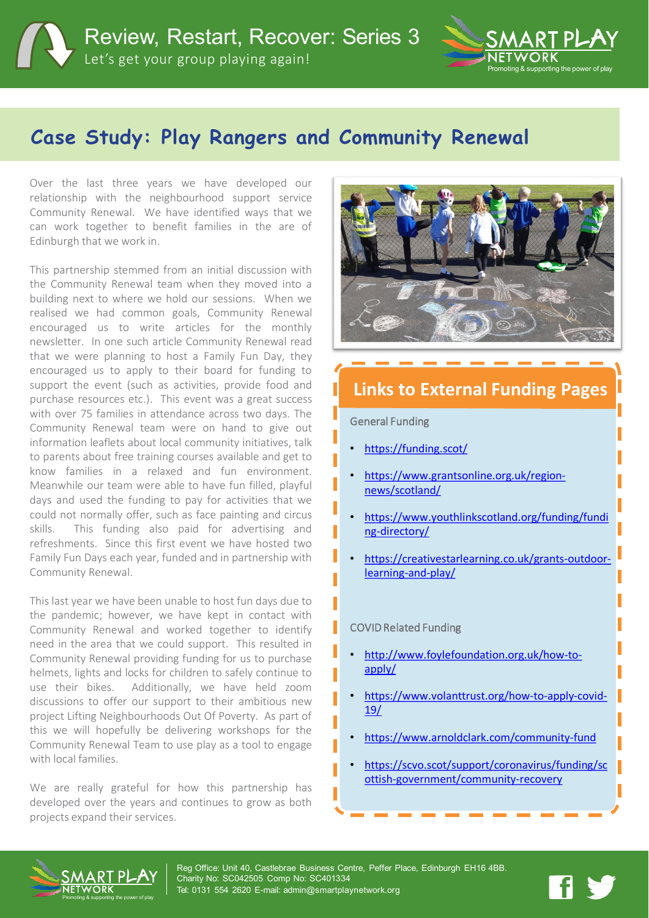Review, Restart, Recover: Series 3

Let's get your group playing again!

# Case Study: Play Rangers and Community Renewal

Over the last three years we have developed our relationship with the neighbourhood support service Community Renewal. We have identified ways that we can work together to benefit families in the are of Edinburgh that we work in.

This partnership stemmed from an initial discussion with the Community Renewal team when they moved into a building next to where we hold our sessions. When we realised we had common goals, Community Renewal encouraged us to write articles for the monthly newsletter. In one such article Community Renewal read that we were planning to host a Family Fun Day, they encouraged us to apply to their board for funding to support the event (such as activities, provide food and purchase resources etc.). This event was a great success with over 75 families in attendance across two days. The Community Renewal team were on hand to give out information leaflets about local community initiatives, talk to parents about free training courses available and get to know families in a relaxed and fun environment. Meanwhile our team were able to have fun filled, playful days and used the funding to pay for activities that we could not normally offer, such as face painting and circus skills. This funding also paid for advertising and refreshments. Since this first event we have hosted two Family Fun Days each year, funded and in partnership with Community Renewal.

This last year we have been unable to host fun days due to the pandemic; however, we have kept in contact with Community Renewal and worked together to identify need in the area that we could support. This resulted in Community Renewal providing funding for us to purchase helmets, lights and locks for children to safely continue to use their bikes. Additionally, we have held zoom discussions to offer our support to their ambitious new project Lifting Neighbourhoods Out Of Poverty. As part of this we will hopefully be delivering workshops for the Community Renewal Team to use play as a tool to engage with local families.

We are really grateful for how this partnership has developed over the years and continues to grow as both projects expand their services.

## Links to External Funding Pages

General Funding

- https://funding.scot/
- https://www.grantsonline.org.uk/region-news/scotland/
- https://www.youthlinkscotland.org/funding/funding-directory/
- https://creativestarlearning.co.uk/grants-outdoor-learning-and-play/

COVID Related Funding

- http://www.foylefoundation.org.uk/how-to-apply/
- https://www.volanttrust.org/how-to-apply-covid-19/
- https://www.arnoldclark.com/community-fund
- https://scvo.scot/support/coronavirus/funding/scottish-government/community-recovery

Reg Office: Unit 40, Castlebrae Business Centre, Peffer Place, Edinburgh EH16 4BB.
Charity No: SC042505 Comp No: SC401334
Tel: 0131 554 2620 E-mail: admin@smartplaynetwork.org